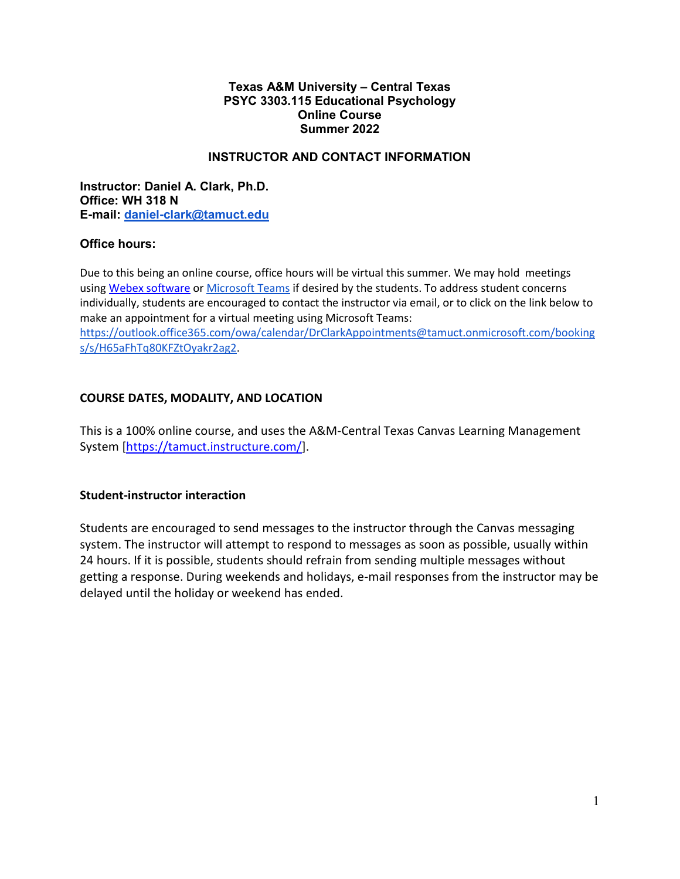**Texas A&M University – Central Texas**
**PSYC 3303.115 Educational Psychology**
**Online Course**
**Summer 2022**

## INSTRUCTOR AND CONTACT INFORMATION

**Instructor: Daniel A. Clark, Ph.D.**
**Office: WH 318 N**
**E-mail: [daniel-clark@tamuct.edu](mailto:daniel-clark@tamuct.edu)**

### Office hours:

Due to this being an online course, office hours will be virtual this summer. We may hold meetings using Webex software or Microsoft Teams if desired by the students. To address student concerns individually, students are encouraged to contact the instructor via email, or to click on the link below to make an appointment for a virtual meeting using Microsoft Teams: https://outlook.office365.com/owa/calendar/DrClarkAppointments@tamuct.onmicrosoft.com/bookings/s/H65aFhTq80KFZtOyakr2ag2.

## COURSE DATES, MODALITY, AND LOCATION

This is a 100% online course, and uses the A&M-Central Texas Canvas Learning Management System [https://tamuct.instructure.com/].

### Student-instructor interaction

Students are encouraged to send messages to the instructor through the Canvas messaging system. The instructor will attempt to respond to messages as soon as possible, usually within 24 hours. If it is possible, students should refrain from sending multiple messages without getting a response. During weekends and holidays, e-mail responses from the instructor may be delayed until the holiday or weekend has ended.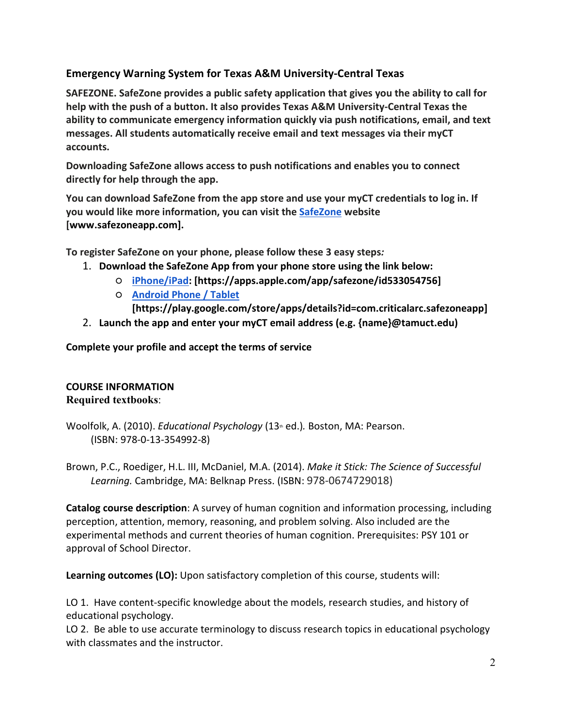### Emergency Warning System for Texas A&M University-Central Texas

**SAFEZONE. SafeZone provides a public safety application that gives you the ability to call for help with the push of a button. It also provides Texas A&M University-Central Texas the ability to communicate emergency information quickly via push notifications, email, and text messages. All students automatically receive email and text messages via their myCT accounts.**

**Downloading SafeZone allows access to push notifications and enables you to connect directly for help through the app.**

**You can download SafeZone from the app store and use your myCT credentials to log in. If you would like more information, you can visit the [SafeZone](www.safezoneapp.com) website [www.safezoneapp.com].**

**To register SafeZone on your phone, please follow these 3 easy steps*:***

1. **Download the SafeZone App from your phone store using the link below:**
   - **[iPhone/iPad](https://apps.apple.com/app/safezone/id533054756): [https://apps.apple.com/app/safezone/id533054756]**
   - **[Android Phone / Tablet](https://play.google.com/store/apps/details?id=com.criticalarc.safezoneapp) [https://play.google.com/store/apps/details?id=com.criticalarc.safezoneapp]**
2. **Launch the app and enter your myCT email address (e.g. {name}@tamuct.edu)**

**Complete your profile and accept the terms of service**

**COURSE INFORMATION**

**Required textbooks**:

Woolfolk, A. (2010). *Educational Psychology* (13th ed.)*.* Boston, MA: Pearson. (ISBN: 978-0-13-354992-8)

Brown, P.C., Roediger, H.L. III, McDaniel, M.A. (2014). *Make it Stick: The Science of Successful Learning.* Cambridge, MA: Belknap Press. (ISBN: 978-0674729018)

**Catalog course description**: A survey of human cognition and information processing, including perception, attention, memory, reasoning, and problem solving. Also included are the experimental methods and current theories of human cognition. Prerequisites: PSY 101 or approval of School Director.

**Learning outcomes (LO):** Upon satisfactory completion of this course, students will:

LO 1. Have content-specific knowledge about the models, research studies, and history of educational psychology.
LO 2. Be able to use accurate terminology to discuss research topics in educational psychology with classmates and the instructor.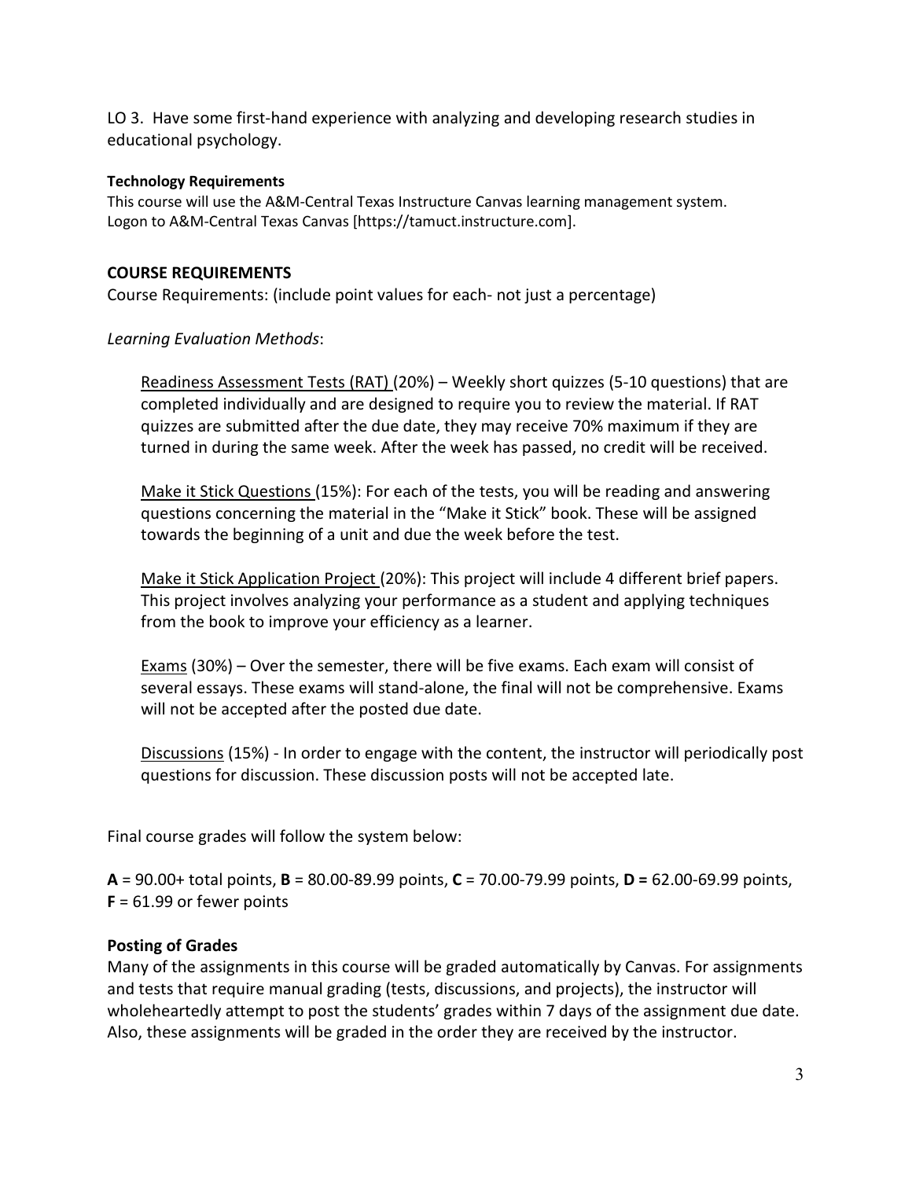LO 3. Have some first-hand experience with analyzing and developing research studies in educational psychology.

**Technology Requirements**

This course will use the A&M-Central Texas Instructure Canvas learning management system. Logon to A&M-Central Texas Canvas [https://tamuct.instructure.com].

### COURSE REQUIREMENTS

Course Requirements: (include point values for each- not just a percentage)

*Learning Evaluation Methods*:

Readiness Assessment Tests (RAT) (20%) – Weekly short quizzes (5-10 questions) that are completed individually and are designed to require you to review the material. If RAT quizzes are submitted after the due date, they may receive 70% maximum if they are turned in during the same week. After the week has passed, no credit will be received.

Make it Stick Questions (15%): For each of the tests, you will be reading and answering questions concerning the material in the "Make it Stick" book. These will be assigned towards the beginning of a unit and due the week before the test.

Make it Stick Application Project (20%): This project will include 4 different brief papers. This project involves analyzing your performance as a student and applying techniques from the book to improve your efficiency as a learner.

Exams (30%) – Over the semester, there will be five exams. Each exam will consist of several essays. These exams will stand-alone, the final will not be comprehensive. Exams will not be accepted after the posted due date.

Discussions (15%) - In order to engage with the content, the instructor will periodically post questions for discussion. These discussion posts will not be accepted late.

Final course grades will follow the system below:

**A** = 90.00+ total points, **B** = 80.00-89.99 points, **C** = 70.00-79.99 points, **D =** 62.00-69.99 points, **F** = 61.99 or fewer points

**Posting of Grades**

Many of the assignments in this course will be graded automatically by Canvas. For assignments and tests that require manual grading (tests, discussions, and projects), the instructor will wholeheartedly attempt to post the students' grades within 7 days of the assignment due date. Also, these assignments will be graded in the order they are received by the instructor.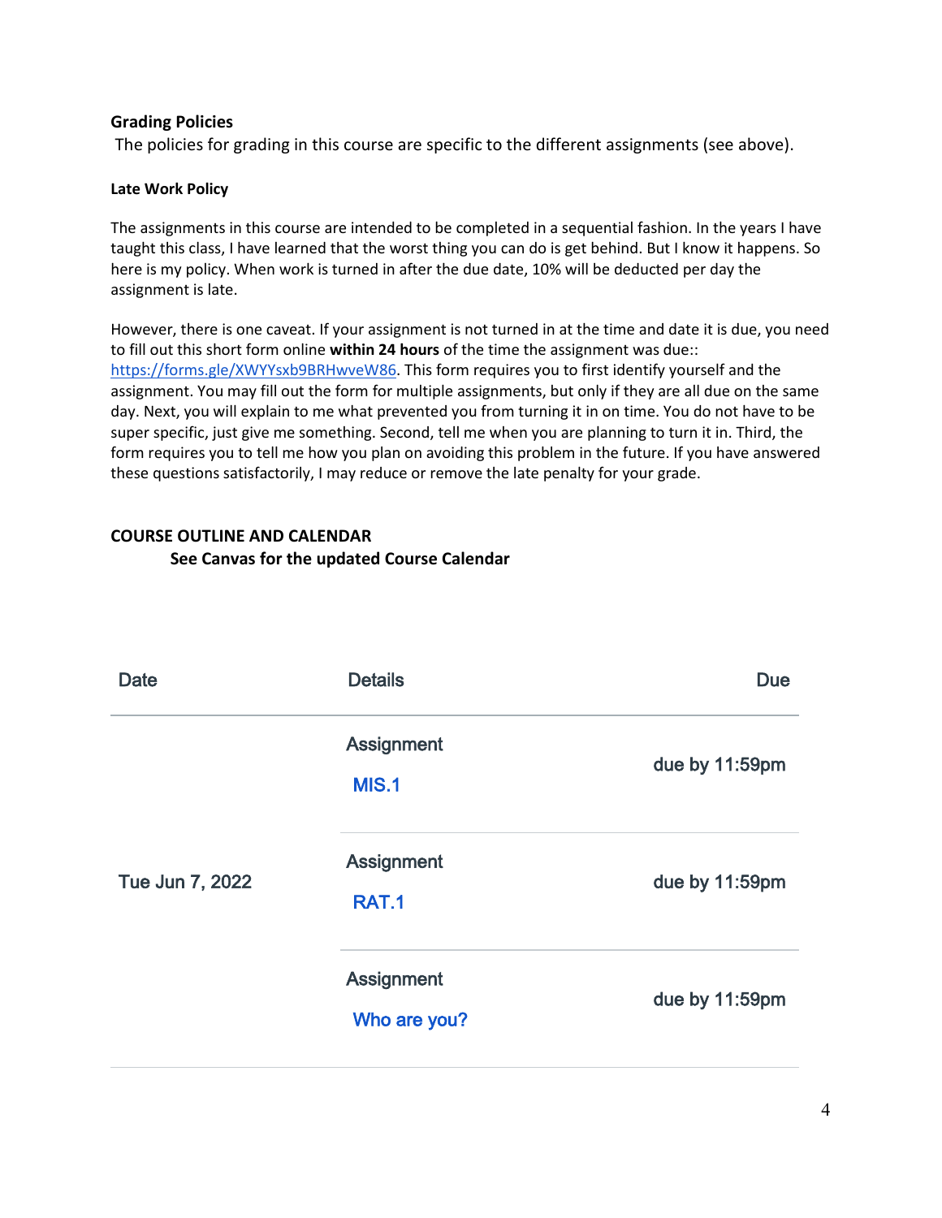**Grading Policies**

The policies for grading in this course are specific to the different assignments (see above).

**Late Work Policy**

The assignments in this course are intended to be completed in a sequential fashion. In the years I have taught this class, I have learned that the worst thing you can do is get behind. But I know it happens. So here is my policy. When work is turned in after the due date, 10% will be deducted per day the assignment is late.

However, there is one caveat. If your assignment is not turned in at the time and date it is due, you need to fill out this short form online **within 24 hours** of the time the assignment was due:: https://forms.gle/XWYYsxb9BRHwveW86. This form requires you to first identify yourself and the assignment. You may fill out the form for multiple assignments, but only if they are all due on the same day. Next, you will explain to me what prevented you from turning it in on time. You do not have to be super specific, just give me something. Second, tell me when you are planning to turn it in. Third, the form requires you to tell me how you plan on avoiding this problem in the future. If you have answered these questions satisfactorily, I may reduce or remove the late penalty for your grade.

**COURSE OUTLINE AND CALENDAR**

**See Canvas for the updated Course Calendar**

| Date | Details | Due |
|---|---|---|
| Tue Jun 7, 2022 | Assignment MIS.1 | due by 11:59pm |
| | Assignment RAT.1 | due by 11:59pm |
| | Assignment Who are you? | due by 11:59pm |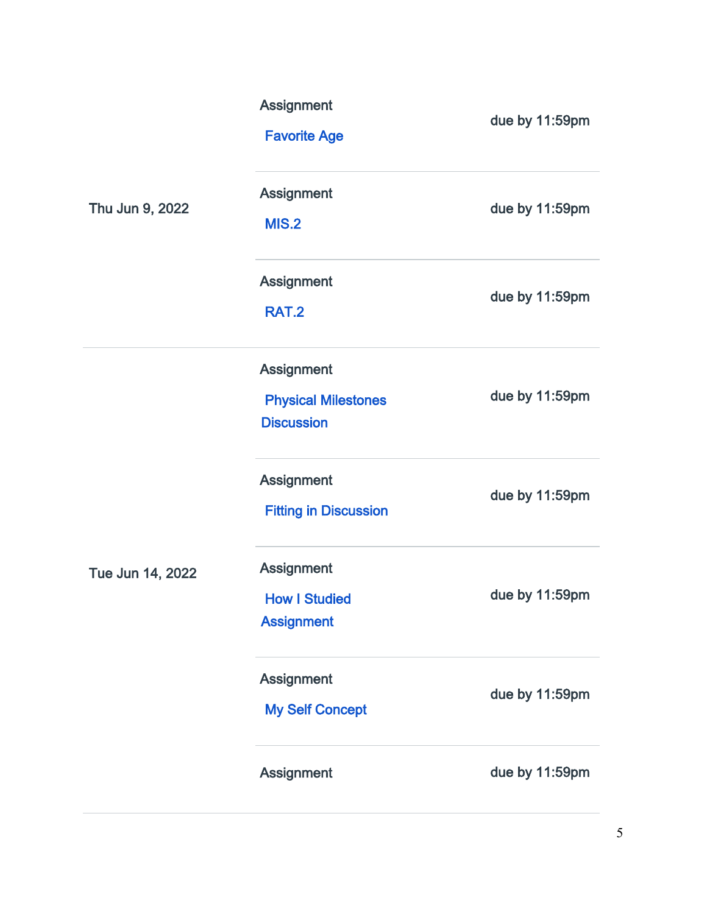| Date | Type | Assignment | Due |
| --- | --- | --- | --- |
| | Assignment | Favorite Age | due by 11:59pm |
| Thu Jun 9, 2022 | Assignment | MIS.2 | due by 11:59pm |
| | Assignment | RAT.2 | due by 11:59pm |
| | Assignment | Physical Milestones Discussion | due by 11:59pm |
| | Assignment | Fitting in Discussion | due by 11:59pm |
| Tue Jun 14, 2022 | Assignment | How I Studied Assignment | due by 11:59pm |
| | Assignment | My Self Concept | due by 11:59pm |
| | Assignment | | due by 11:59pm |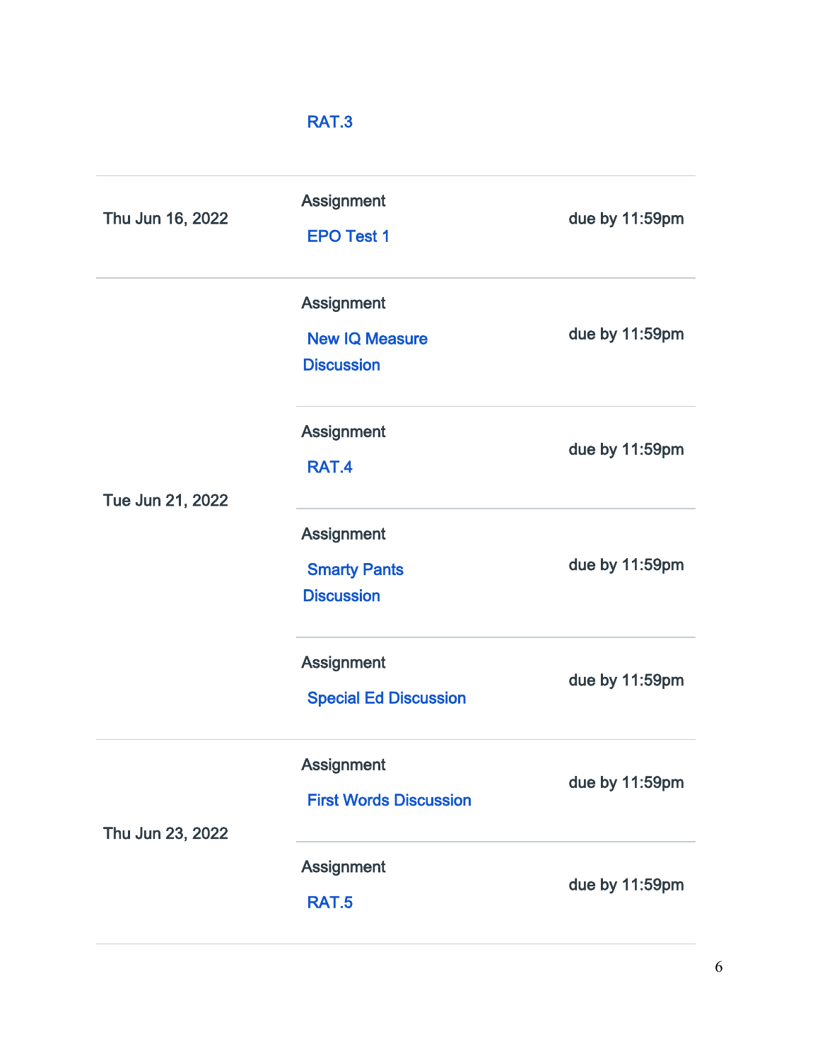| | | |
|---|---|---|
| | RAT.3 | |
| Thu Jun 16, 2022 | Assignment<br>EPO Test 1 | due by 11:59pm |
| Tue Jun 21, 2022 | Assignment<br>New IQ Measure Discussion | due by 11:59pm |
| | Assignment<br>RAT.4 | due by 11:59pm |
| | Assignment<br>Smarty Pants Discussion | due by 11:59pm |
| | Assignment<br>Special Ed Discussion | due by 11:59pm |
| Thu Jun 23, 2022 | Assignment<br>First Words Discussion | due by 11:59pm |
| | Assignment<br>RAT.5 | due by 11:59pm |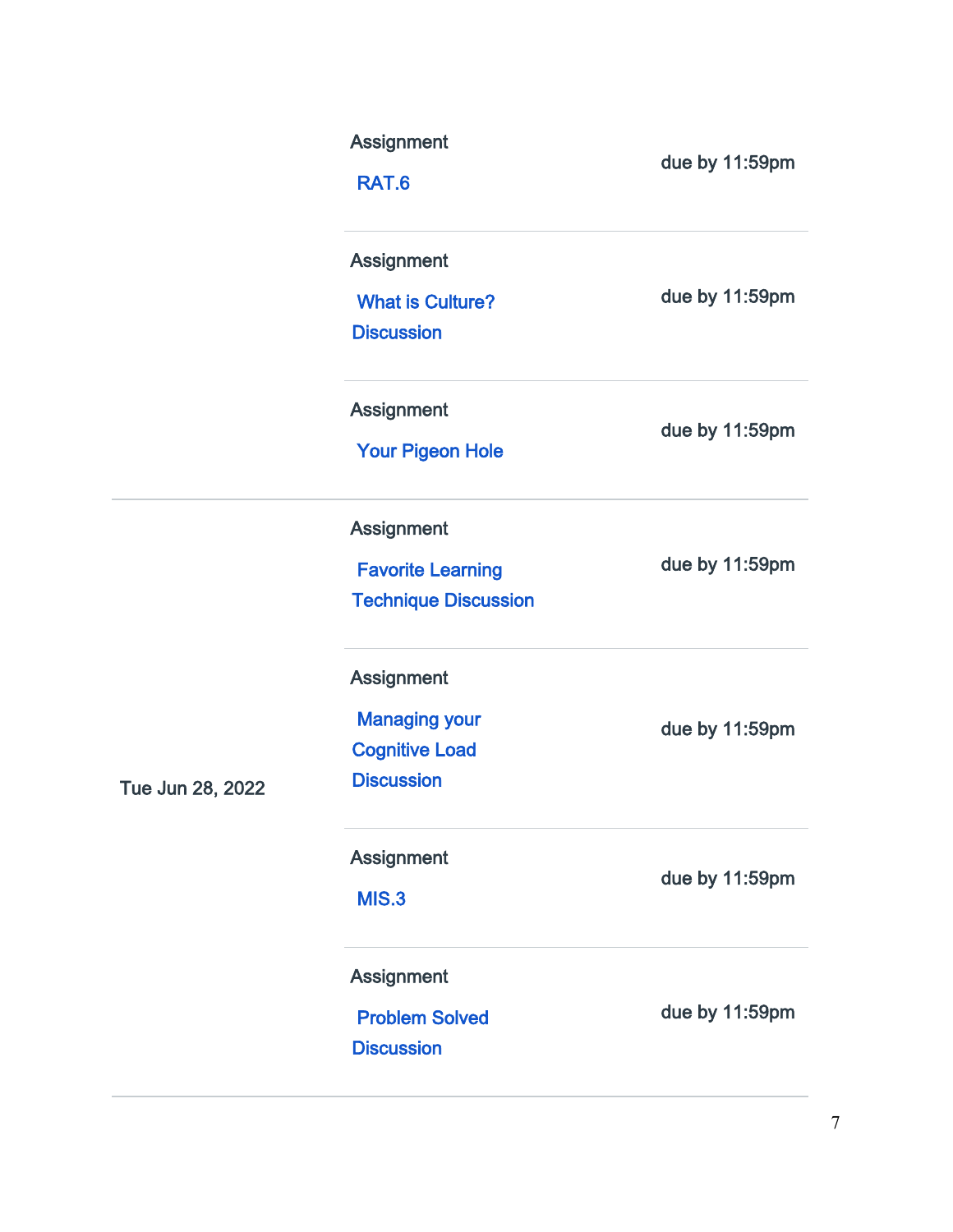| Date | Type | Assignment | Due |
| --- | --- | --- | --- |
| | Assignment | RAT.6 | due by 11:59pm |
| | Assignment | What is Culture? Discussion | due by 11:59pm |
| | Assignment | Your Pigeon Hole | due by 11:59pm |
| Tue Jun 28, 2022 | Assignment | Favorite Learning Technique Discussion | due by 11:59pm |
| | Assignment | Managing your Cognitive Load Discussion | due by 11:59pm |
| | Assignment | MIS.3 | due by 11:59pm |
| | Assignment | Problem Solved Discussion | due by 11:59pm |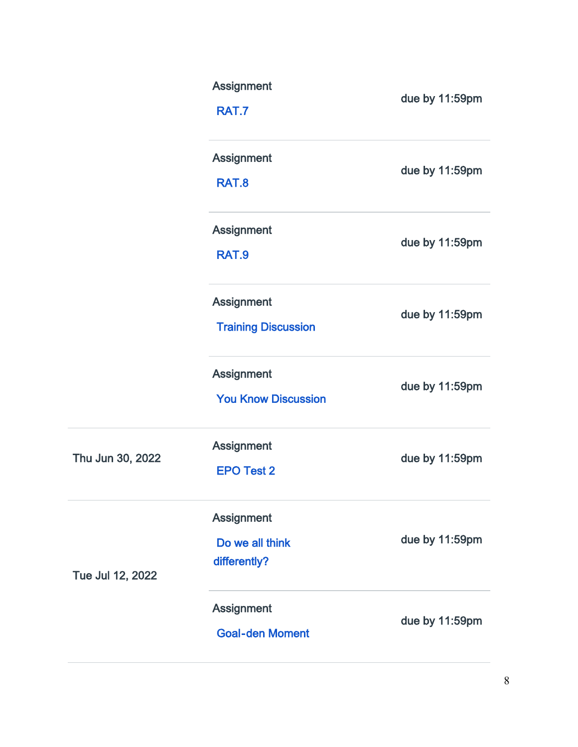| Date | Details | Due |
| --- | --- | --- |
| | Assignment RAT.7 | due by 11:59pm |
| | Assignment RAT.8 | due by 11:59pm |
| | Assignment RAT.9 | due by 11:59pm |
| | Assignment Training Discussion | due by 11:59pm |
| | Assignment You Know Discussion | due by 11:59pm |
| Thu Jun 30, 2022 | Assignment EPO Test 2 | due by 11:59pm |
| Tue Jul 12, 2022 | Assignment Do we all think differently? | due by 11:59pm |
| | Assignment Goal-den Moment | due by 11:59pm |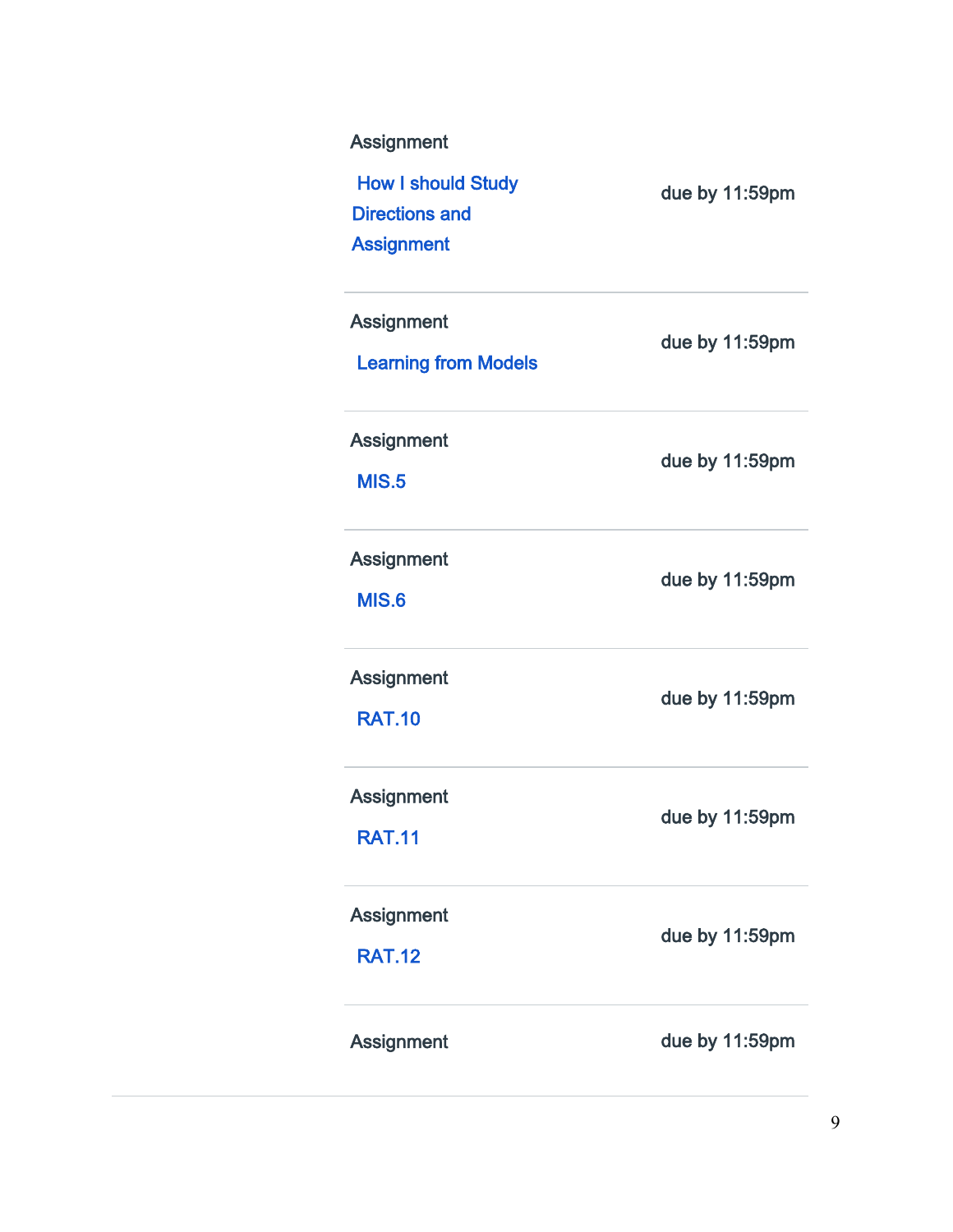| | |
|---|---|
| Assignment<br>How I should Study Directions and Assignment | due by 11:59pm |
| Assignment<br>Learning from Models | due by 11:59pm |
| Assignment<br>MIS.5 | due by 11:59pm |
| Assignment<br>MIS.6 | due by 11:59pm |
| Assignment<br>RAT.10 | due by 11:59pm |
| Assignment<br>RAT.11 | due by 11:59pm |
| Assignment<br>RAT.12 | due by 11:59pm |
| Assignment | due by 11:59pm |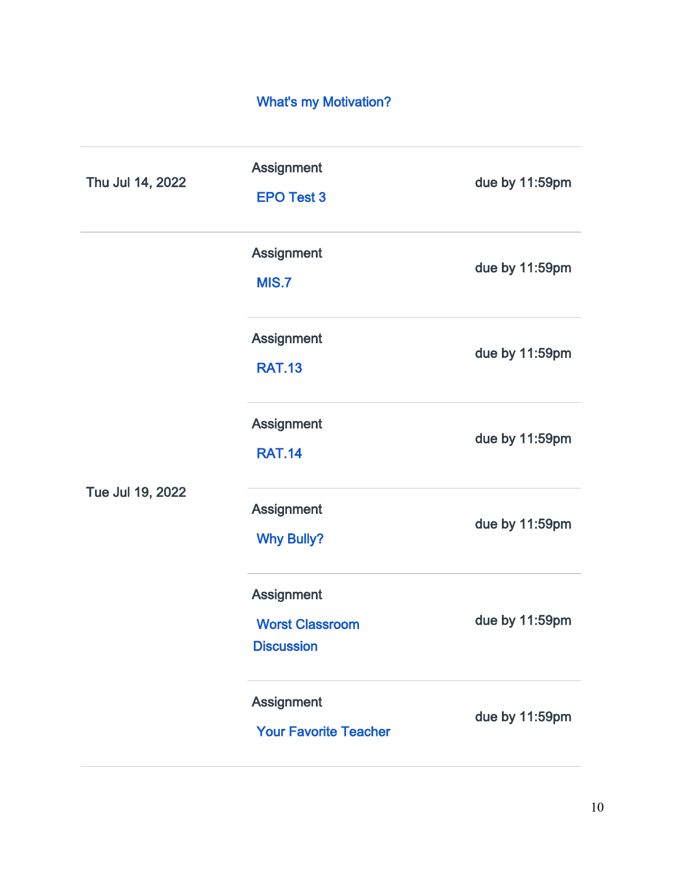What's my Motivation?

| | | |
|---|---|---|
| Thu Jul 14, 2022 | Assignment<br>EPO Test 3 | due by 11:59pm |
| Tue Jul 19, 2022 | Assignment<br>MIS.7 | due by 11:59pm |
| | Assignment<br>RAT.13 | due by 11:59pm |
| | Assignment<br>RAT.14 | due by 11:59pm |
| | Assignment<br>Why Bully? | due by 11:59pm |
| | Assignment<br>Worst Classroom Discussion | due by 11:59pm |
| | Assignment<br>Your Favorite Teacher | due by 11:59pm |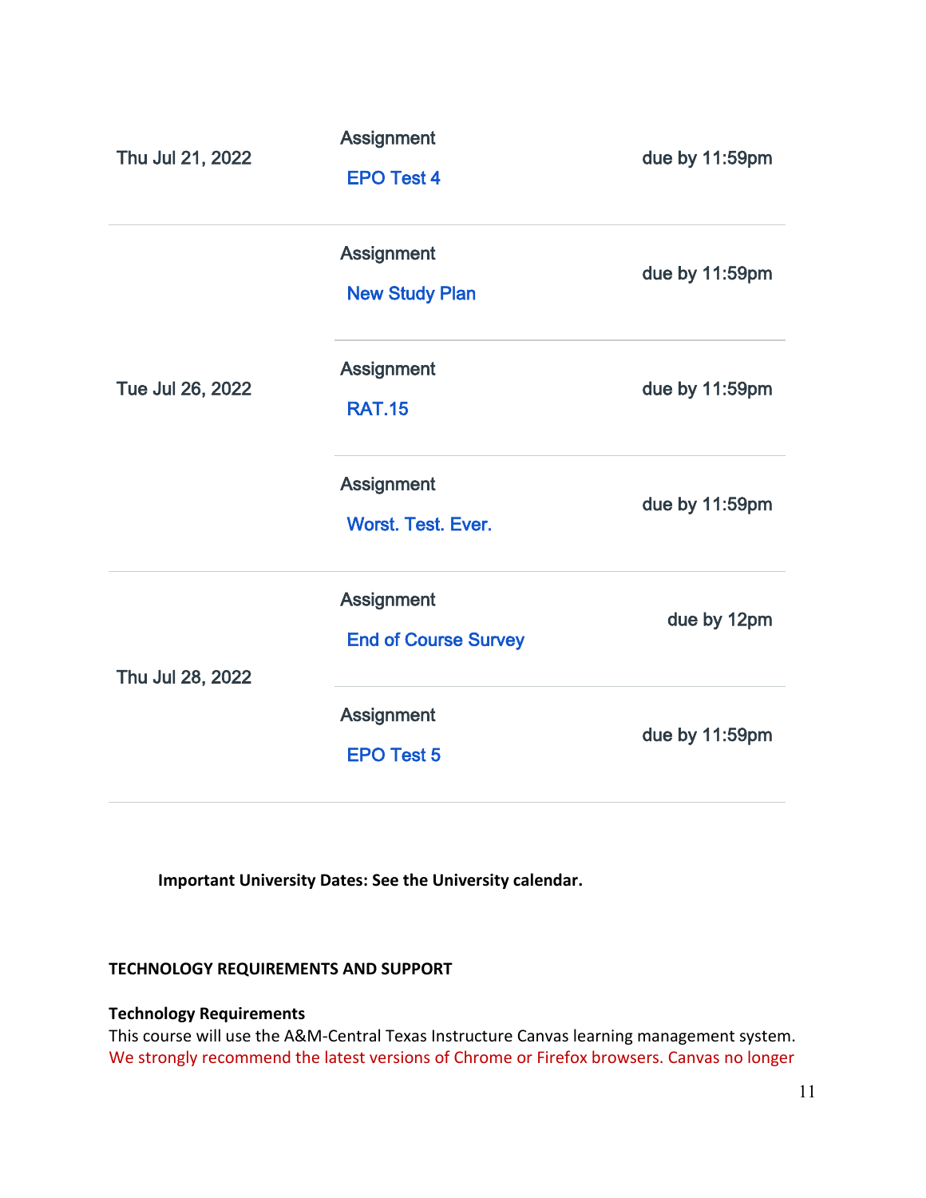| Date | Details | Due |
| --- | --- | --- |
| Thu Jul 21, 2022 | Assignment EPO Test 4 | due by 11:59pm |
| Tue Jul 26, 2022 | Assignment New Study Plan | due by 11:59pm |
| | Assignment RAT.15 | due by 11:59pm |
| | Assignment Worst. Test. Ever. | due by 11:59pm |
| Thu Jul 28, 2022 | Assignment End of Course Survey | due by 12pm |
| | Assignment EPO Test 5 | due by 11:59pm |

**Important University Dates: See the University calendar.**

**TECHNOLOGY REQUIREMENTS AND SUPPORT**

**Technology Requirements**

This course will use the A&M-Central Texas Instructure Canvas learning management system. We strongly recommend the latest versions of Chrome or Firefox browsers. Canvas no longer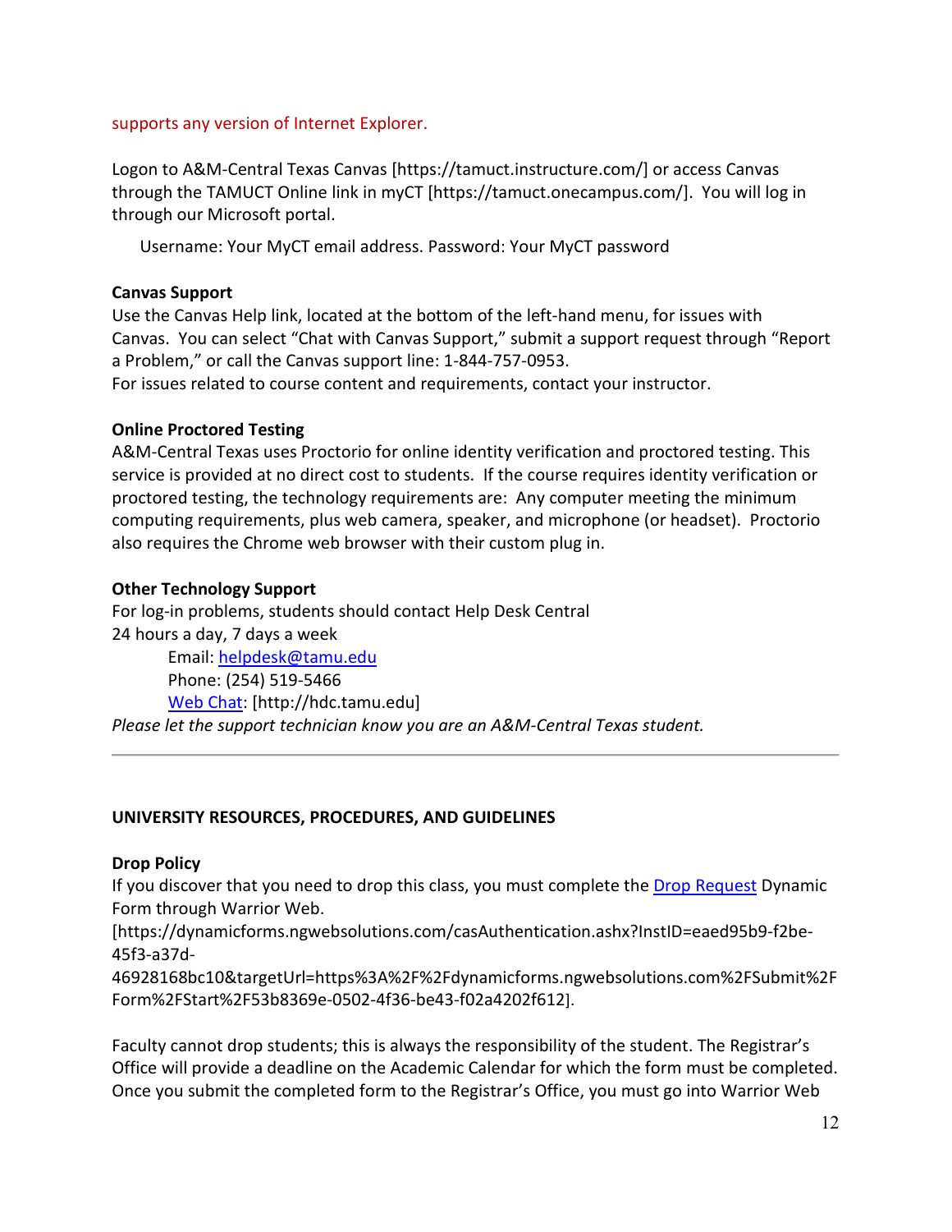supports any version of Internet Explorer.

Logon to A&M-Central Texas Canvas [https://tamuct.instructure.com/] or access Canvas through the TAMUCT Online link in myCT [https://tamuct.onecampus.com/]. You will log in through our Microsoft portal.

Username: Your MyCT email address. Password: Your MyCT password

**Canvas Support**

Use the Canvas Help link, located at the bottom of the left-hand menu, for issues with Canvas. You can select "Chat with Canvas Support," submit a support request through "Report a Problem," or call the Canvas support line: 1-844-757-0953.

For issues related to course content and requirements, contact your instructor.

**Online Proctored Testing**

A&M-Central Texas uses Proctorio for online identity verification and proctored testing. This service is provided at no direct cost to students. If the course requires identity verification or proctored testing, the technology requirements are: Any computer meeting the minimum computing requirements, plus web camera, speaker, and microphone (or headset). Proctorio also requires the Chrome web browser with their custom plug in.

**Other Technology Support**

For log-in problems, students should contact Help Desk Central

24 hours a day, 7 days a week

Email: helpdesk@tamu.edu

Phone: (254) 519-5466

Web Chat: [http://hdc.tamu.edu]

*Please let the support technician know you are an A&M-Central Texas student.*

---

**UNIVERSITY RESOURCES, PROCEDURES, AND GUIDELINES**

**Drop Policy**

If you discover that you need to drop this class, you must complete the Drop Request Dynamic Form through Warrior Web.

[https://dynamicforms.ngwebsolutions.com/casAuthentication.ashx?InstID=eaed95b9-f2be-45f3-a37d-46928168bc10&targetUrl=https%3A%2F%2Fdynamicforms.ngwebsolutions.com%2FSubmit%2FForm%2FStart%2F53b8369e-0502-4f36-be43-f02a4202f612].

Faculty cannot drop students; this is always the responsibility of the student. The Registrar's Office will provide a deadline on the Academic Calendar for which the form must be completed. Once you submit the completed form to the Registrar's Office, you must go into Warrior Web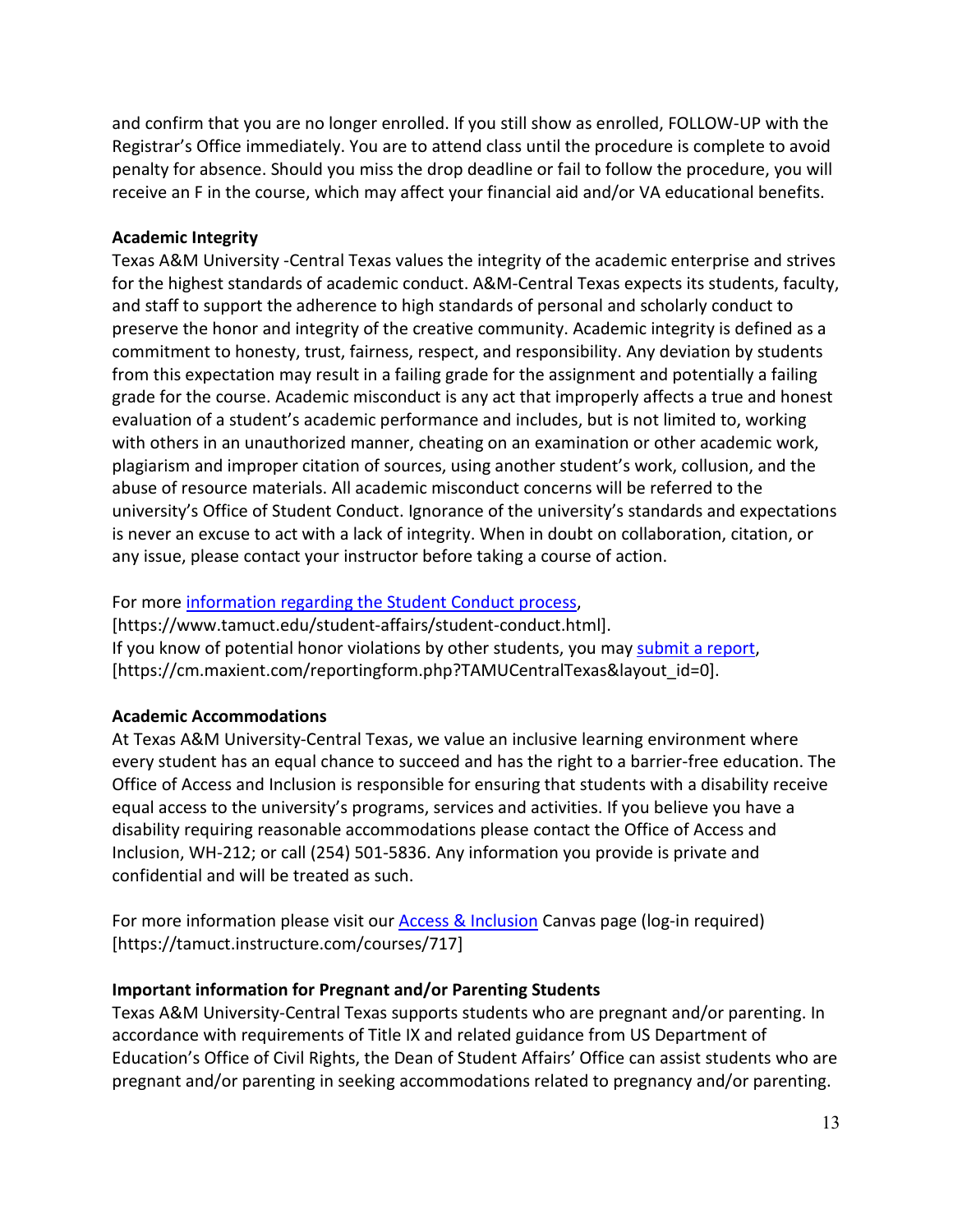and confirm that you are no longer enrolled. If you still show as enrolled, FOLLOW-UP with the Registrar's Office immediately. You are to attend class until the procedure is complete to avoid penalty for absence. Should you miss the drop deadline or fail to follow the procedure, you will receive an F in the course, which may affect your financial aid and/or VA educational benefits.

**Academic Integrity**

Texas A&M University -Central Texas values the integrity of the academic enterprise and strives for the highest standards of academic conduct. A&M-Central Texas expects its students, faculty, and staff to support the adherence to high standards of personal and scholarly conduct to preserve the honor and integrity of the creative community. Academic integrity is defined as a commitment to honesty, trust, fairness, respect, and responsibility. Any deviation by students from this expectation may result in a failing grade for the assignment and potentially a failing grade for the course. Academic misconduct is any act that improperly affects a true and honest evaluation of a student's academic performance and includes, but is not limited to, working with others in an unauthorized manner, cheating on an examination or other academic work, plagiarism and improper citation of sources, using another student's work, collusion, and the abuse of resource materials. All academic misconduct concerns will be referred to the university's Office of Student Conduct. Ignorance of the university's standards and expectations is never an excuse to act with a lack of integrity. When in doubt on collaboration, citation, or any issue, please contact your instructor before taking a course of action.

For more information regarding the Student Conduct process,
[https://www.tamuct.edu/student-affairs/student-conduct.html].
If you know of potential honor violations by other students, you may submit a report,
[https://cm.maxient.com/reportingform.php?TAMUCentralTexas&layout_id=0].

**Academic Accommodations**

At Texas A&M University-Central Texas, we value an inclusive learning environment where every student has an equal chance to succeed and has the right to a barrier-free education. The Office of Access and Inclusion is responsible for ensuring that students with a disability receive equal access to the university's programs, services and activities. If you believe you have a disability requiring reasonable accommodations please contact the Office of Access and Inclusion, WH-212; or call (254) 501-5836. Any information you provide is private and confidential and will be treated as such.

For more information please visit our Access & Inclusion Canvas page (log-in required)
[https://tamuct.instructure.com/courses/717]

**Important information for Pregnant and/or Parenting Students**

Texas A&M University-Central Texas supports students who are pregnant and/or parenting. In accordance with requirements of Title IX and related guidance from US Department of Education's Office of Civil Rights, the Dean of Student Affairs' Office can assist students who are pregnant and/or parenting in seeking accommodations related to pregnancy and/or parenting.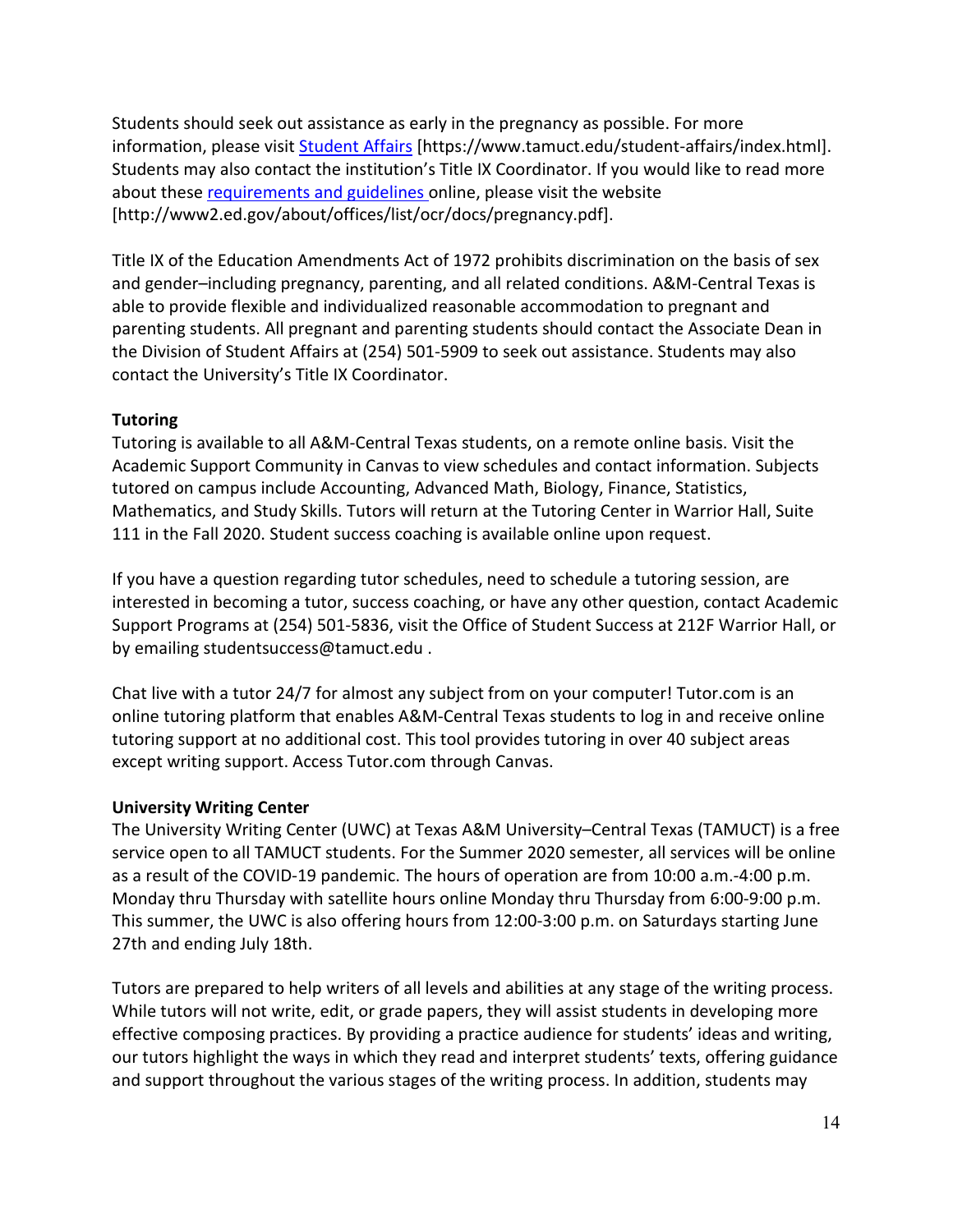Students should seek out assistance as early in the pregnancy as possible. For more information, please visit [Student Affairs](https://www.tamuct.edu/student-affairs/index.html) [https://www.tamuct.edu/student-affairs/index.html]. Students may also contact the institution's Title IX Coordinator. If you would like to read more about these [requirements and guidelines](http://www2.ed.gov/about/offices/list/ocr/docs/pregnancy.pdf) online, please visit the website [http://www2.ed.gov/about/offices/list/ocr/docs/pregnancy.pdf].

Title IX of the Education Amendments Act of 1972 prohibits discrimination on the basis of sex and gender–including pregnancy, parenting, and all related conditions. A&M-Central Texas is able to provide flexible and individualized reasonable accommodation to pregnant and parenting students. All pregnant and parenting students should contact the Associate Dean in the Division of Student Affairs at (254) 501-5909 to seek out assistance. Students may also contact the University's Title IX Coordinator.

**Tutoring**

Tutoring is available to all A&M-Central Texas students, on a remote online basis. Visit the Academic Support Community in Canvas to view schedules and contact information. Subjects tutored on campus include Accounting, Advanced Math, Biology, Finance, Statistics, Mathematics, and Study Skills. Tutors will return at the Tutoring Center in Warrior Hall, Suite 111 in the Fall 2020. Student success coaching is available online upon request.

If you have a question regarding tutor schedules, need to schedule a tutoring session, are interested in becoming a tutor, success coaching, or have any other question, contact Academic Support Programs at (254) 501-5836, visit the Office of Student Success at 212F Warrior Hall, or by emailing studentsuccess@tamuct.edu .

Chat live with a tutor 24/7 for almost any subject from on your computer! Tutor.com is an online tutoring platform that enables A&M-Central Texas students to log in and receive online tutoring support at no additional cost. This tool provides tutoring in over 40 subject areas except writing support. Access Tutor.com through Canvas.

**University Writing Center**

The University Writing Center (UWC) at Texas A&M University–Central Texas (TAMUCT) is a free service open to all TAMUCT students. For the Summer 2020 semester, all services will be online as a result of the COVID-19 pandemic. The hours of operation are from 10:00 a.m.-4:00 p.m. Monday thru Thursday with satellite hours online Monday thru Thursday from 6:00-9:00 p.m. This summer, the UWC is also offering hours from 12:00-3:00 p.m. on Saturdays starting June 27th and ending July 18th.

Tutors are prepared to help writers of all levels and abilities at any stage of the writing process. While tutors will not write, edit, or grade papers, they will assist students in developing more effective composing practices. By providing a practice audience for students' ideas and writing, our tutors highlight the ways in which they read and interpret students' texts, offering guidance and support throughout the various stages of the writing process. In addition, students may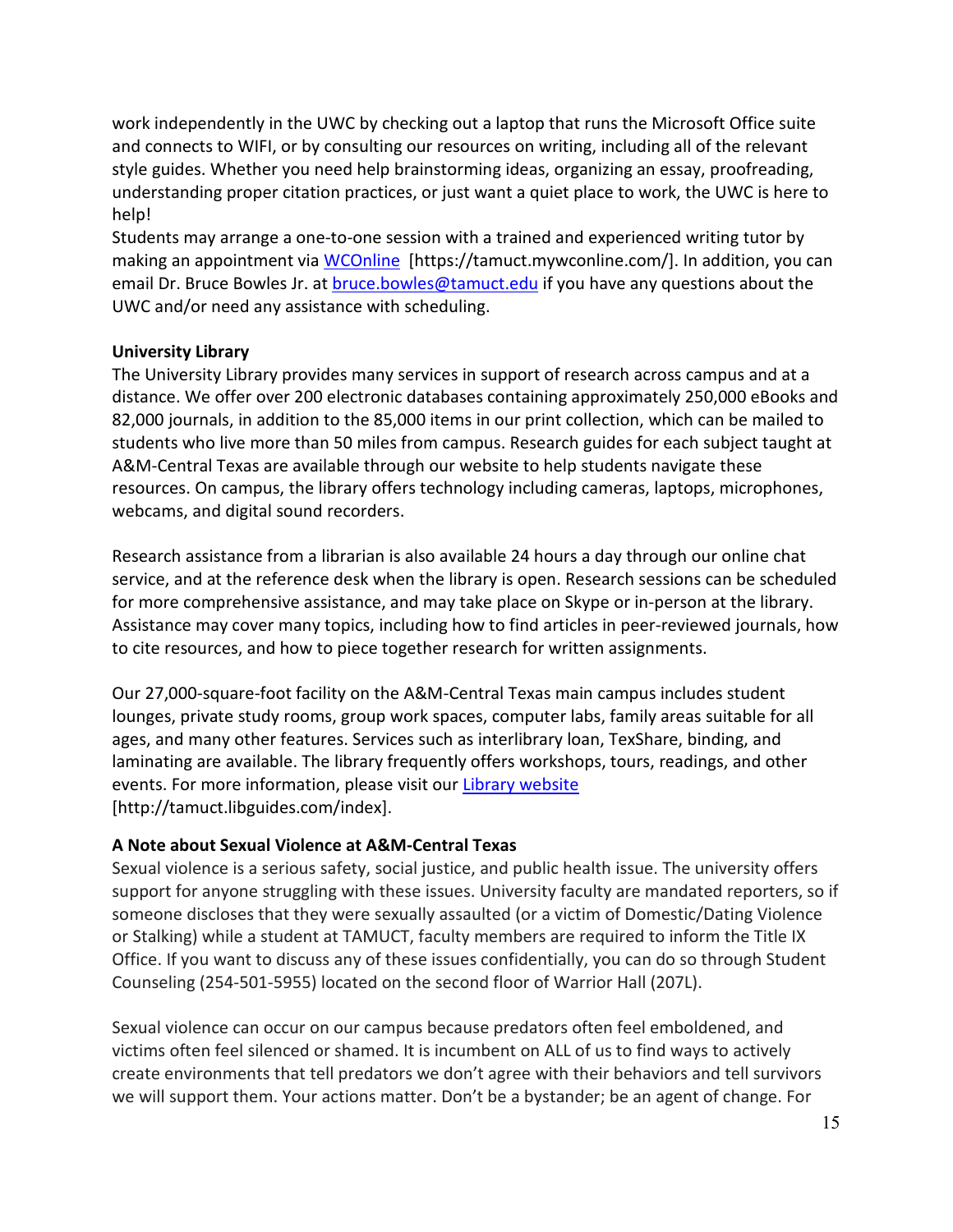work independently in the UWC by checking out a laptop that runs the Microsoft Office suite and connects to WIFI, or by consulting our resources on writing, including all of the relevant style guides. Whether you need help brainstorming ideas, organizing an essay, proofreading, understanding proper citation practices, or just want a quiet place to work, the UWC is here to help!

Students may arrange a one-to-one session with a trained and experienced writing tutor by making an appointment via WCOnline [https://tamuct.mywconline.com/]. In addition, you can email Dr. Bruce Bowles Jr. at bruce.bowles@tamuct.edu if you have any questions about the UWC and/or need any assistance with scheduling.

**University Library**

The University Library provides many services in support of research across campus and at a distance. We offer over 200 electronic databases containing approximately 250,000 eBooks and 82,000 journals, in addition to the 85,000 items in our print collection, which can be mailed to students who live more than 50 miles from campus. Research guides for each subject taught at A&M-Central Texas are available through our website to help students navigate these resources. On campus, the library offers technology including cameras, laptops, microphones, webcams, and digital sound recorders.

Research assistance from a librarian is also available 24 hours a day through our online chat service, and at the reference desk when the library is open. Research sessions can be scheduled for more comprehensive assistance, and may take place on Skype or in-person at the library. Assistance may cover many topics, including how to find articles in peer-reviewed journals, how to cite resources, and how to piece together research for written assignments.

Our 27,000-square-foot facility on the A&M-Central Texas main campus includes student lounges, private study rooms, group work spaces, computer labs, family areas suitable for all ages, and many other features. Services such as interlibrary loan, TexShare, binding, and laminating are available. The library frequently offers workshops, tours, readings, and other events. For more information, please visit our Library website [http://tamuct.libguides.com/index].

**A Note about Sexual Violence at A&M-Central Texas**

Sexual violence is a serious safety, social justice, and public health issue. The university offers support for anyone struggling with these issues. University faculty are mandated reporters, so if someone discloses that they were sexually assaulted (or a victim of Domestic/Dating Violence or Stalking) while a student at TAMUCT, faculty members are required to inform the Title IX Office. If you want to discuss any of these issues confidentially, you can do so through Student Counseling (254-501-5955) located on the second floor of Warrior Hall (207L).

Sexual violence can occur on our campus because predators often feel emboldened, and victims often feel silenced or shamed. It is incumbent on ALL of us to find ways to actively create environments that tell predators we don't agree with their behaviors and tell survivors we will support them. Your actions matter. Don't be a bystander; be an agent of change. For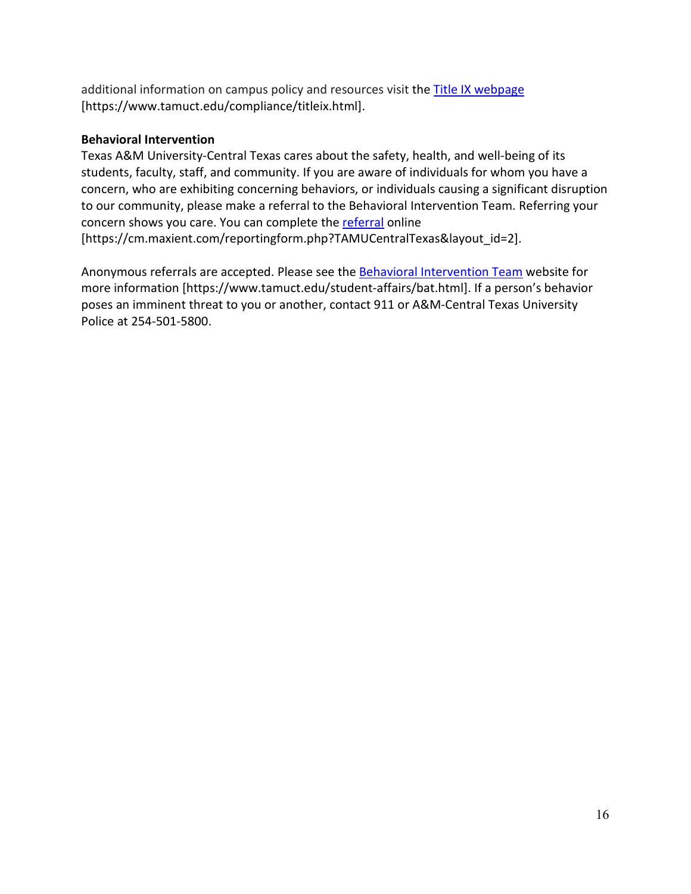additional information on campus policy and resources visit the Title IX webpage [https://www.tamuct.edu/compliance/titleix.html].

**Behavioral Intervention**

Texas A&M University-Central Texas cares about the safety, health, and well-being of its students, faculty, staff, and community. If you are aware of individuals for whom you have a concern, who are exhibiting concerning behaviors, or individuals causing a significant disruption to our community, please make a referral to the Behavioral Intervention Team. Referring your concern shows you care. You can complete the referral online [https://cm.maxient.com/reportingform.php?TAMUCentralTexas&layout_id=2].

Anonymous referrals are accepted. Please see the Behavioral Intervention Team website for more information [https://www.tamuct.edu/student-affairs/bat.html]. If a person's behavior poses an imminent threat to you or another, contact 911 or A&M-Central Texas University Police at 254-501-5800.